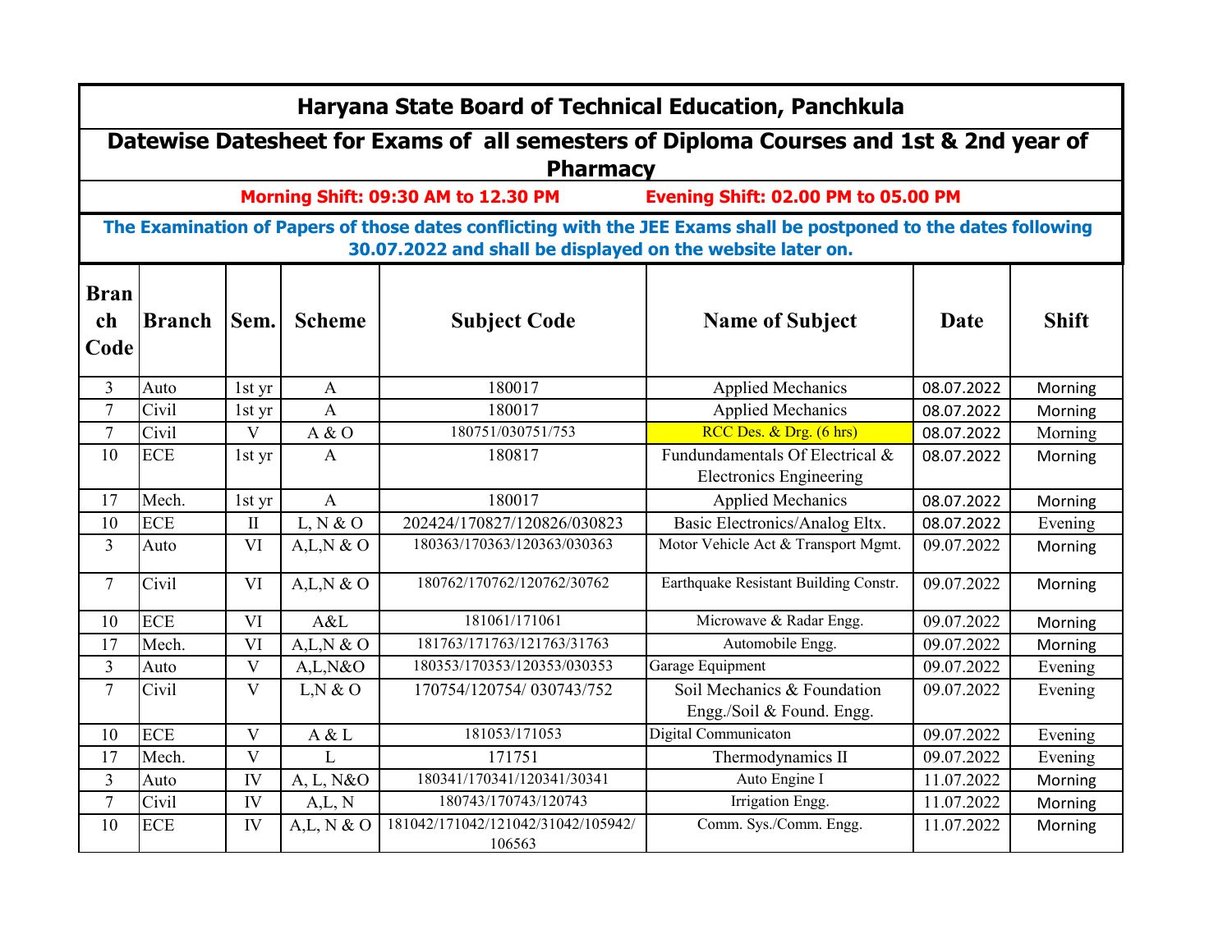# Haryana State Board of Technical Education, Panchkula

## Datewise Datesheet for Exams of all semesters of Diploma Courses and 1st & 2nd year of Pharmacy

**Morning Shift: 09:30 AM to 12.30 PM          Evening Shift: 02.00 PM to 05.00 PM**

**The Examination of Papers of those dates conflicting with the JEE Exams shall be postponed to the dates following 30.07.2022 and shall be displayed on the website later on.**

| Branch Code | Branch | Sem. | Scheme | Subject Code | Name of Subject | Date | Shift |
|---|---|---|---|---|---|---|---|
| 3 | Auto | 1st yr | A | 180017 | Applied Mechanics | 08.07.2022 | Morning |
| 7 | Civil | 1st yr | A | 180017 | Applied Mechanics | 08.07.2022 | Morning |
| 7 | Civil | V | A & O | 180751/030751/753 | RCC Des. & Drg. (6 hrs) | 08.07.2022 | Morning |
| 10 | ECE | 1st yr | A | 180817 | Fundundamentals Of Electrical & Electronics Engineering | 08.07.2022 | Morning |
| 17 | Mech. | 1st yr | A | 180017 | Applied Mechanics | 08.07.2022 | Morning |
| 10 | ECE | II | L, N & O | 202424/170827/120826/030823 | Basic Electronics/Analog Eltx. | 08.07.2022 | Evening |
| 3 | Auto | VI | A,L,N & O | 180363/170363/120363/030363 | Motor Vehicle Act & Transport Mgmt. | 09.07.2022 | Morning |
| 7 | Civil | VI | A,L,N & O | 180762/170762/120762/30762 | Earthquake Resistant Building Constr. | 09.07.2022 | Morning |
| 10 | ECE | VI | A&L | 181061/171061 | Microwave & Radar Engg. | 09.07.2022 | Morning |
| 17 | Mech. | VI | A,L,N & O | 181763/171763/121763/31763 | Automobile Engg. | 09.07.2022 | Morning |
| 3 | Auto | V | A,L,N&O | 180353/170353/120353/030353 | Garage Equipment | 09.07.2022 | Evening |
| 7 | Civil | V | L,N & O | 170754/120754/ 030743/752 | Soil Mechanics & Foundation Engg./Soil & Found. Engg. | 09.07.2022 | Evening |
| 10 | ECE | V | A & L | 181053/171053 | Digital Communicaton | 09.07.2022 | Evening |
| 17 | Mech. | V | L | 171751 | Thermodynamics II | 09.07.2022 | Evening |
| 3 | Auto | IV | A, L, N&O | 180341/170341/120341/30341 | Auto Engine I | 11.07.2022 | Morning |
| 7 | Civil | IV | A,L, N | 180743/170743/120743 | Irrigation Engg. | 11.07.2022 | Morning |
| 10 | ECE | IV | A,L, N & O | 181042/171042/121042/31042/105942/106563 | Comm. Sys./Comm. Engg. | 11.07.2022 | Morning |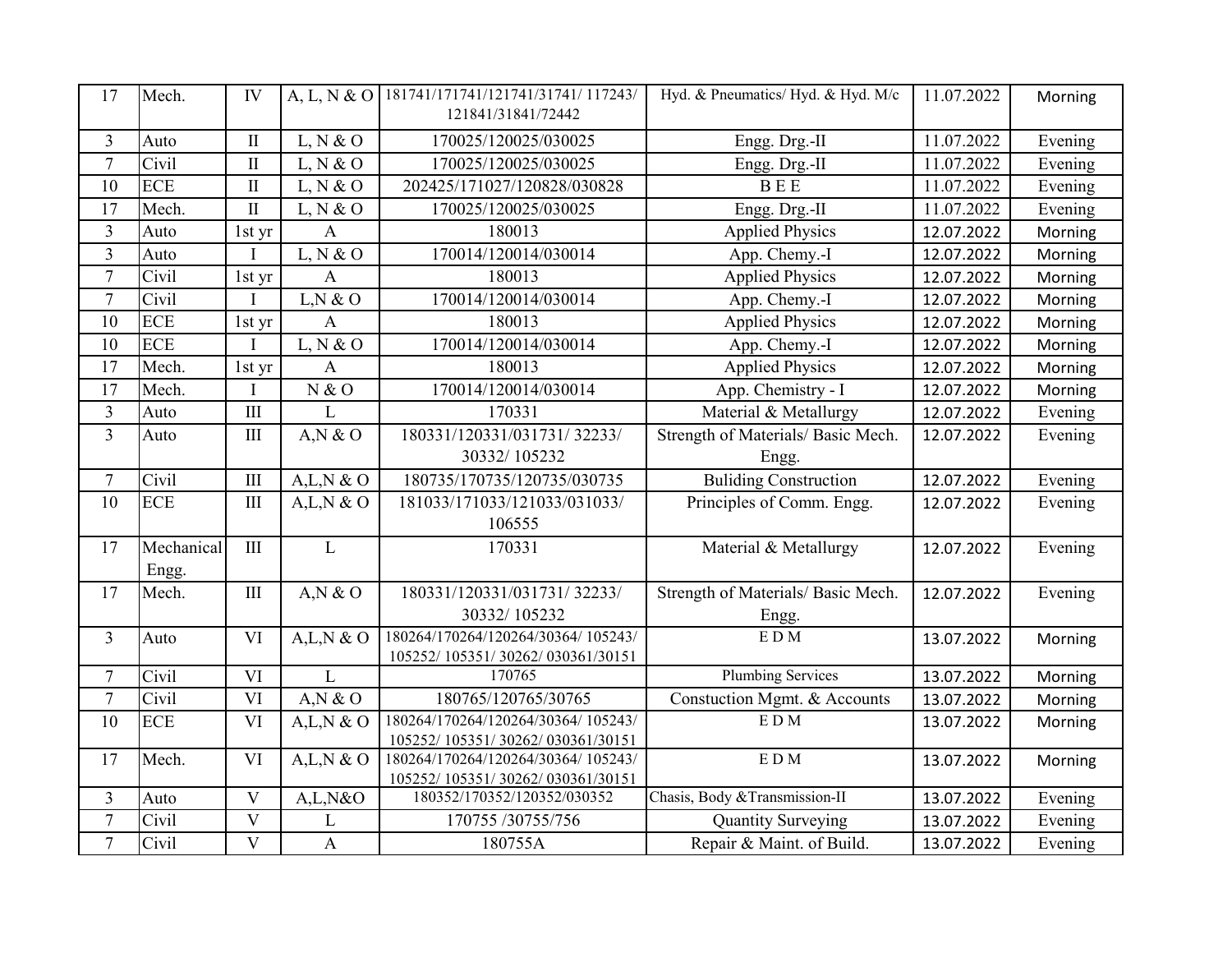| 17 | Mech. | IV | A, L, N & O | 181741/171741/121741/31741/ 117243/ 121841/31841/72442 | Hyd. & Pneumatics/ Hyd. & Hyd. M/c | 11.07.2022 | Morning |
|---|---|---|---|---|---|---|---|
| 3 | Auto | II | L, N & O | 170025/120025/030025 | Engg. Drg.-II | 11.07.2022 | Evening |
| 7 | Civil | II | L, N & O | 170025/120025/030025 | Engg. Drg.-II | 11.07.2022 | Evening |
| 10 | ECE | II | L, N & O | 202425/171027/120828/030828 | B E E | 11.07.2022 | Evening |
| 17 | Mech. | II | L, N & O | 170025/120025/030025 | Engg. Drg.-II | 11.07.2022 | Evening |
| 3 | Auto | 1st yr | A | 180013 | Applied Physics | 12.07.2022 | Morning |
| 3 | Auto | I | L, N & O | 170014/120014/030014 | App. Chemy.-I | 12.07.2022 | Morning |
| 7 | Civil | 1st yr | A | 180013 | Applied Physics | 12.07.2022 | Morning |
| 7 | Civil | I | L,N & O | 170014/120014/030014 | App. Chemy.-I | 12.07.2022 | Morning |
| 10 | ECE | 1st yr | A | 180013 | Applied Physics | 12.07.2022 | Morning |
| 10 | ECE | I | L, N & O | 170014/120014/030014 | App. Chemy.-I | 12.07.2022 | Morning |
| 17 | Mech. | 1st yr | A | 180013 | Applied Physics | 12.07.2022 | Morning |
| 17 | Mech. | I | N & O | 170014/120014/030014 | App. Chemistry - I | 12.07.2022 | Morning |
| 3 | Auto | III | L | 170331 | Material & Metallurgy | 12.07.2022 | Evening |
| 3 | Auto | III | A,N & O | 180331/120331/031731/ 32233/ 30332/ 105232 | Strength of Materials/ Basic Mech. Engg. | 12.07.2022 | Evening |
| 7 | Civil | III | A,L,N & O | 180735/170735/120735/030735 | Buliding Construction | 12.07.2022 | Evening |
| 10 | ECE | III | A,L,N & O | 181033/171033/121033/031033/ 106555 | Principles of Comm. Engg. | 12.07.2022 | Evening |
| 17 | Mechanical Engg. | III | L | 170331 | Material & Metallurgy | 12.07.2022 | Evening |
| 17 | Mech. | III | A,N & O | 180331/120331/031731/ 32233/ 30332/ 105232 | Strength of Materials/ Basic Mech. Engg. | 12.07.2022 | Evening |
| 3 | Auto | VI | A,L,N & O | 180264/170264/120264/30364/ 105243/ 105252/ 105351/ 30262/ 030361/30151 | E D M | 13.07.2022 | Morning |
| 7 | Civil | VI | L | 170765 | Plumbing Services | 13.07.2022 | Morning |
| 7 | Civil | VI | A,N & O | 180765/120765/30765 | Constuction Mgmt. & Accounts | 13.07.2022 | Morning |
| 10 | ECE | VI | A,L,N & O | 180264/170264/120264/30364/ 105243/ 105252/ 105351/ 30262/ 030361/30151 | E D M | 13.07.2022 | Morning |
| 17 | Mech. | VI | A,L,N & O | 180264/170264/120264/30364/ 105243/ 105252/ 105351/ 30262/ 030361/30151 | E D M | 13.07.2022 | Morning |
| 3 | Auto | V | A,L,N&O | 180352/170352/120352/030352 | Chasis, Body &Transmission-II | 13.07.2022 | Evening |
| 7 | Civil | V | L | 170755 /30755/756 | Quantity Surveying | 13.07.2022 | Evening |
| 7 | Civil | V | A | 180755A | Repair & Maint. of Build. | 13.07.2022 | Evening |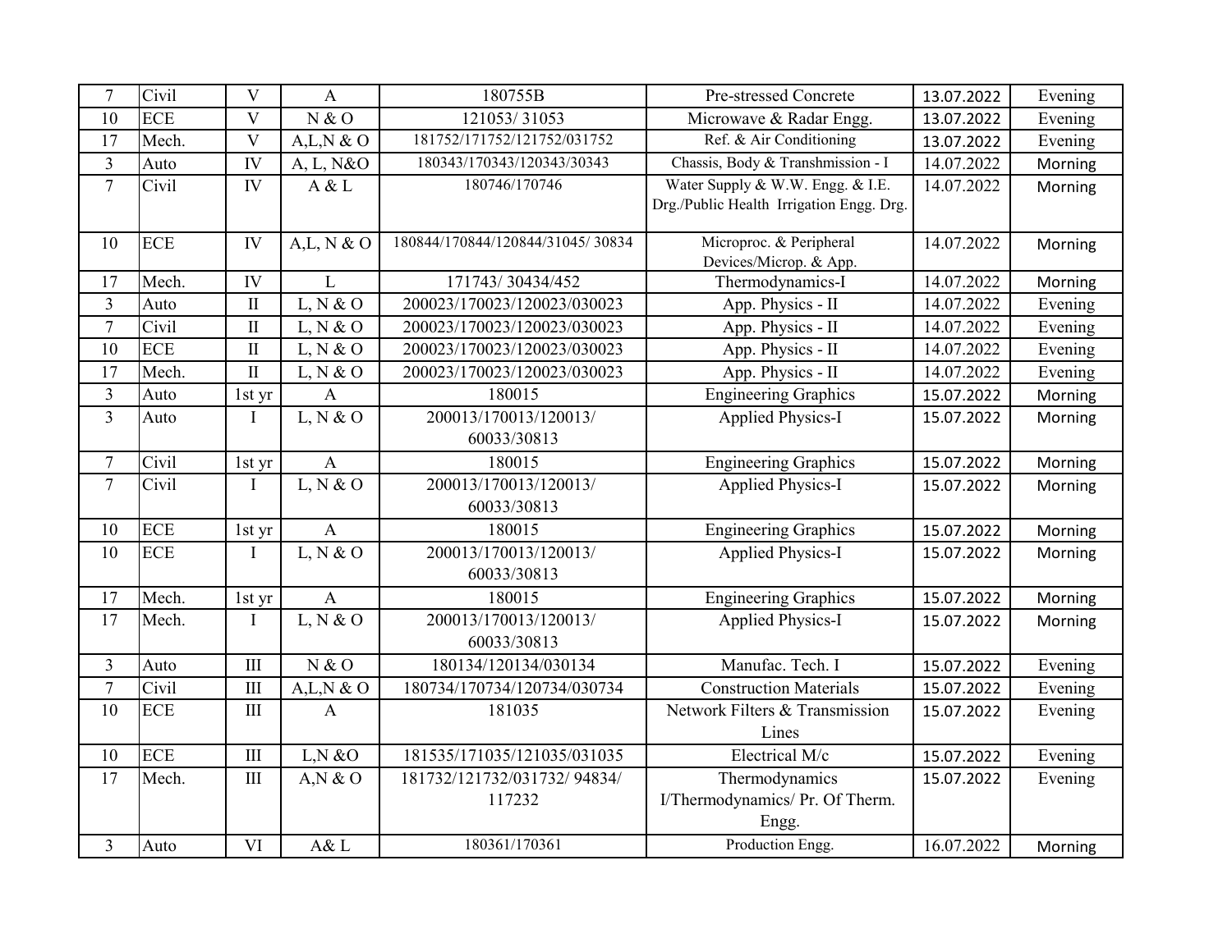| 7 | Civil | V | A | 180755B | Pre-stressed Concrete | 13.07.2022 | Evening |
|---|---|---|---|---|---|---|---|
| 10 | ECE | V | N & O | 121053/ 31053 | Microwave & Radar Engg. | 13.07.2022 | Evening |
| 17 | Mech. | V | A,L,N & O | 181752/171752/121752/031752 | Ref. & Air Conditioning | 13.07.2022 | Evening |
| 3 | Auto | IV | A, L, N&O | 180343/170343/120343/30343 | Chassis, Body & Transhmission - I | 14.07.2022 | Morning |
| 7 | Civil | IV | A & L | 180746/170746 | Water Supply & W.W. Engg. & I.E. Drg./Public Health Irrigation Engg. Drg. | 14.07.2022 | Morning |
| 10 | ECE | IV | A,L, N & O | 180844/170844/120844/31045/ 30834 | Microproc. & Peripheral Devices/Microp. & App. | 14.07.2022 | Morning |
| 17 | Mech. | IV | L | 171743/ 30434/452 | Thermodynamics-I | 14.07.2022 | Morning |
| 3 | Auto | II | L, N & O | 200023/170023/120023/030023 | App. Physics - II | 14.07.2022 | Evening |
| 7 | Civil | II | L, N & O | 200023/170023/120023/030023 | App. Physics - II | 14.07.2022 | Evening |
| 10 | ECE | II | L, N & O | 200023/170023/120023/030023 | App. Physics - II | 14.07.2022 | Evening |
| 17 | Mech. | II | L, N & O | 200023/170023/120023/030023 | App. Physics - II | 14.07.2022 | Evening |
| 3 | Auto | 1st yr | A | 180015 | Engineering Graphics | 15.07.2022 | Morning |
| 3 | Auto | I | L, N & O | 200013/170013/120013/ 60033/30813 | Applied Physics-I | 15.07.2022 | Morning |
| 7 | Civil | 1st yr | A | 180015 | Engineering Graphics | 15.07.2022 | Morning |
| 7 | Civil | I | L, N & O | 200013/170013/120013/ 60033/30813 | Applied Physics-I | 15.07.2022 | Morning |
| 10 | ECE | 1st yr | A | 180015 | Engineering Graphics | 15.07.2022 | Morning |
| 10 | ECE | I | L, N & O | 200013/170013/120013/ 60033/30813 | Applied Physics-I | 15.07.2022 | Morning |
| 17 | Mech. | 1st yr | A | 180015 | Engineering Graphics | 15.07.2022 | Morning |
| 17 | Mech. | I | L, N & O | 200013/170013/120013/ 60033/30813 | Applied Physics-I | 15.07.2022 | Morning |
| 3 | Auto | III | N & O | 180134/120134/030134 | Manufac. Tech. I | 15.07.2022 | Evening |
| 7 | Civil | III | A,L,N & O | 180734/170734/120734/030734 | Construction Materials | 15.07.2022 | Evening |
| 10 | ECE | III | A | 181035 | Network Filters & Transmission Lines | 15.07.2022 | Evening |
| 10 | ECE | III | L,N &O | 181535/171035/121035/031035 | Electrical M/c | 15.07.2022 | Evening |
| 17 | Mech. | III | A,N & O | 181732/121732/031732/ 94834/ 117232 | Thermodynamics I/Thermodynamics/ Pr. Of Therm. Engg. | 15.07.2022 | Evening |
| 3 | Auto | VI | A& L | 180361/170361 | Production Engg. | 16.07.2022 | Morning |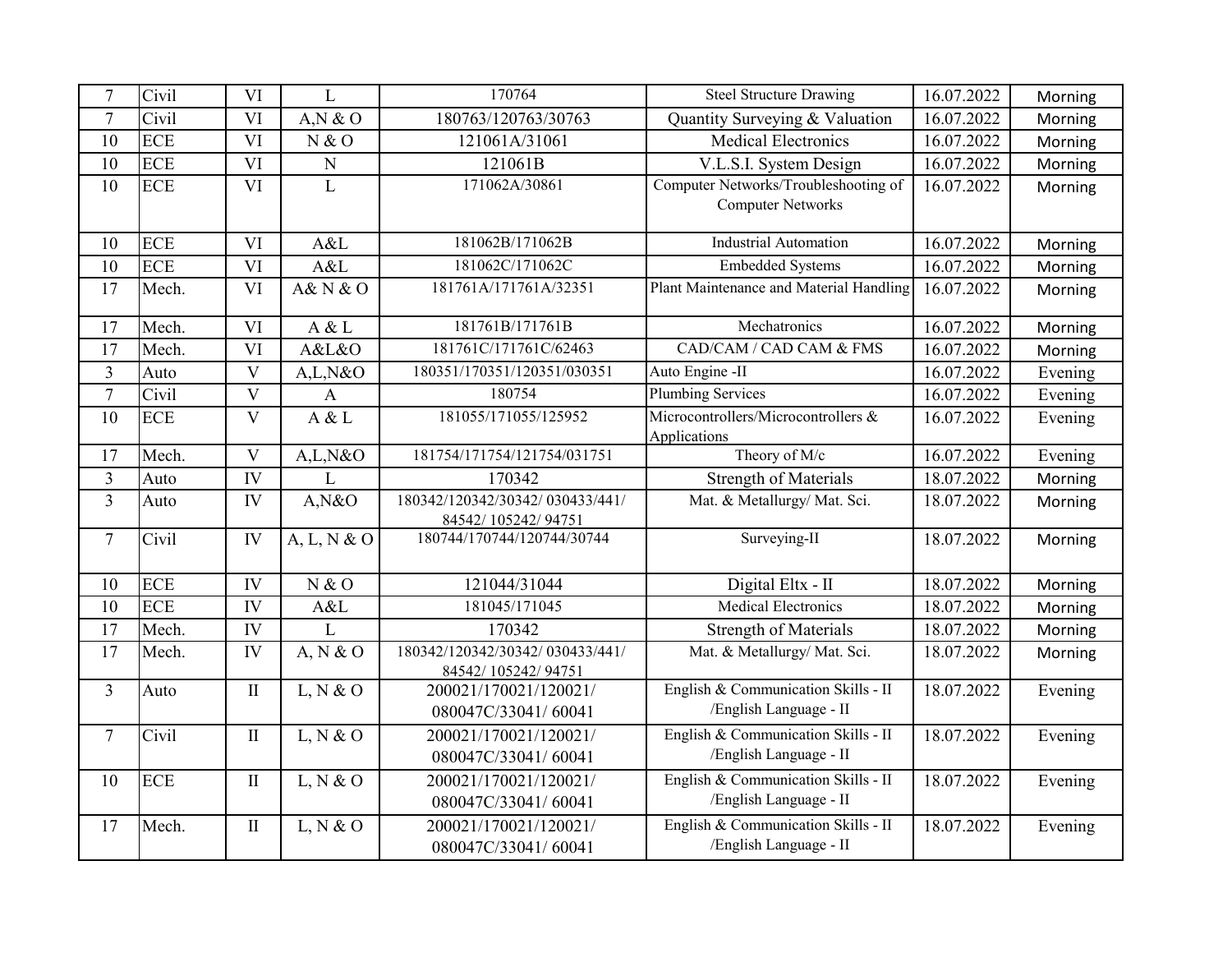| 7 | Civil | VI | L | 170764 | Steel Structure Drawing | 16.07.2022 | Morning |
|---|---|---|---|---|---|---|---|
| 7 | Civil | VI | A,N & O | 180763/120763/30763 | Quantity Surveying & Valuation | 16.07.2022 | Morning |
| 10 | ECE | VI | N & O | 121061A/31061 | Medical Electronics | 16.07.2022 | Morning |
| 10 | ECE | VI | N | 121061B | V.L.S.I. System Design | 16.07.2022 | Morning |
| 10 | ECE | VI | L | 171062A/30861 | Computer Networks/Troubleshooting of Computer Networks | 16.07.2022 | Morning |
| 10 | ECE | VI | A&L | 181062B/171062B | Industrial Automation | 16.07.2022 | Morning |
| 10 | ECE | VI | A&L | 181062C/171062C | Embedded Systems | 16.07.2022 | Morning |
| 17 | Mech. | VI | A& N & O | 181761A/171761A/32351 | Plant Maintenance and Material Handling | 16.07.2022 | Morning |
| 17 | Mech. | VI | A & L | 181761B/171761B | Mechatronics | 16.07.2022 | Morning |
| 17 | Mech. | VI | A&L&O | 181761C/171761C/62463 | CAD/CAM / CAD CAM & FMS | 16.07.2022 | Morning |
| 3 | Auto | V | A,L,N&O | 180351/170351/120351/030351 | Auto Engine -II | 16.07.2022 | Evening |
| 7 | Civil | V | A | 180754 | Plumbing Services | 16.07.2022 | Evening |
| 10 | ECE | V | A & L | 181055/171055/125952 | Microcontrollers/Microcontrollers & Applications | 16.07.2022 | Evening |
| 17 | Mech. | V | A,L,N&O | 181754/171754/121754/031751 | Theory of M/c | 16.07.2022 | Evening |
| 3 | Auto | IV | L | 170342 | Strength of Materials | 18.07.2022 | Morning |
| 3 | Auto | IV | A,N&O | 180342/120342/30342/ 030433/441/ 84542/ 105242/ 94751 | Mat. & Metallurgy/ Mat. Sci. | 18.07.2022 | Morning |
| 7 | Civil | IV | A, L, N & O | 180744/170744/120744/30744 | Surveying-II | 18.07.2022 | Morning |
| 10 | ECE | IV | N & O | 121044/31044 | Digital Eltx - II | 18.07.2022 | Morning |
| 10 | ECE | IV | A&L | 181045/171045 | Medical Electronics | 18.07.2022 | Morning |
| 17 | Mech. | IV | L | 170342 | Strength of Materials | 18.07.2022 | Morning |
| 17 | Mech. | IV | A, N & O | 180342/120342/30342/ 030433/441/ 84542/ 105242/ 94751 | Mat. & Metallurgy/ Mat. Sci. | 18.07.2022 | Morning |
| 3 | Auto | II | L, N & O | 200021/170021/120021/ 080047C/33041/ 60041 | English & Communication Skills - II /English Language - II | 18.07.2022 | Evening |
| 7 | Civil | II | L, N & O | 200021/170021/120021/ 080047C/33041/ 60041 | English & Communication Skills - II /English Language - II | 18.07.2022 | Evening |
| 10 | ECE | II | L, N & O | 200021/170021/120021/ 080047C/33041/ 60041 | English & Communication Skills - II /English Language - II | 18.07.2022 | Evening |
| 17 | Mech. | II | L, N & O | 200021/170021/120021/ 080047C/33041/ 60041 | English & Communication Skills - II /English Language - II | 18.07.2022 | Evening |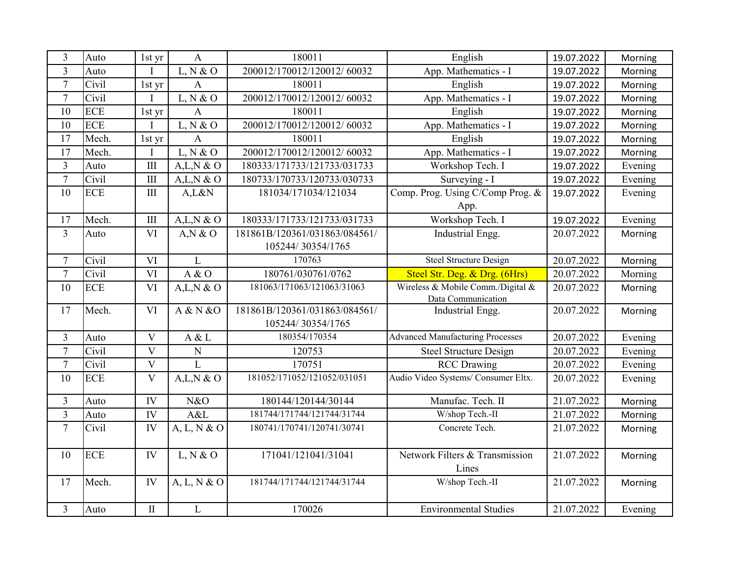| 3 | Auto | 1st yr | A | 180011 | English | 19.07.2022 | Morning |
|---|---|---|---|---|---|---|---|
| 3 | Auto | I | L, N & O | 200012/170012/120012/ 60032 | App. Mathematics - I | 19.07.2022 | Morning |
| 7 | Civil | 1st yr | A | 180011 | English | 19.07.2022 | Morning |
| 7 | Civil | I | L, N & O | 200012/170012/120012/ 60032 | App. Mathematics - I | 19.07.2022 | Morning |
| 10 | ECE | 1st yr | A | 180011 | English | 19.07.2022 | Morning |
| 10 | ECE | I | L, N & O | 200012/170012/120012/ 60032 | App. Mathematics - I | 19.07.2022 | Morning |
| 17 | Mech. | 1st yr | A | 180011 | English | 19.07.2022 | Morning |
| 17 | Mech. | I | L, N & O | 200012/170012/120012/ 60032 | App. Mathematics - I | 19.07.2022 | Morning |
| 3 | Auto | III | A,L,N & O | 180333/171733/121733/031733 | Workshop Tech. I | 19.07.2022 | Evening |
| 7 | Civil | III | A,L,N & O | 180733/170733/120733/030733 | Surveying - I | 19.07.2022 | Evening |
| 10 | ECE | III | A,L&N | 181034/171034/121034 | Comp. Prog. Using C/Comp Prog. & App. | 19.07.2022 | Evening |
| 17 | Mech. | III | A,L,N & O | 180333/171733/121733/031733 | Workshop Tech. I | 19.07.2022 | Evening |
| 3 | Auto | VI | A,N & O | 181861B/120361/031863/084561/ 105244/ 30354/1765 | Industrial Engg. | 20.07.2022 | Morning |
| 7 | Civil | VI | L | 170763 | Steel Structure Design | 20.07.2022 | Morning |
| 7 | Civil | VI | A & O | 180761/030761/0762 | Steel Str. Deg. & Drg. (6Hrs) | 20.07.2022 | Morning |
| 10 | ECE | VI | A,L,N & O | 181063/171063/121063/31063 | Wireless & Mobile Comm./Digital & Data Communication | 20.07.2022 | Morning |
| 17 | Mech. | VI | A & N &O | 181861B/120361/031863/084561/ 105244/ 30354/1765 | Industrial Engg. | 20.07.2022 | Morning |
| 3 | Auto | V | A & L | 180354/170354 | Advanced Manufacturing Processes | 20.07.2022 | Evening |
| 7 | Civil | V | N | 120753 | Steel Structure Design | 20.07.2022 | Evening |
| 7 | Civil | V | L | 170751 | RCC Drawing | 20.07.2022 | Evening |
| 10 | ECE | V | A,L,N & O | 181052/171052/121052/031051 | Audio Video Systems/ Consumer Eltx. | 20.07.2022 | Evening |
| 3 | Auto | IV | N&O | 180144/120144/30144 | Manufac. Tech. II | 21.07.2022 | Morning |
| 3 | Auto | IV | A&L | 181744/171744/121744/31744 | W/shop Tech.-II | 21.07.2022 | Morning |
| 7 | Civil | IV | A, L, N & O | 180741/170741/120741/30741 | Concrete Tech. | 21.07.2022 | Morning |
| 10 | ECE | IV | L, N & O | 171041/121041/31041 | Network Filters & Transmission Lines | 21.07.2022 | Morning |
| 17 | Mech. | IV | A, L, N & O | 181744/171744/121744/31744 | W/shop Tech.-II | 21.07.2022 | Morning |
| 3 | Auto | II | L | 170026 | Environmental Studies | 21.07.2022 | Evening |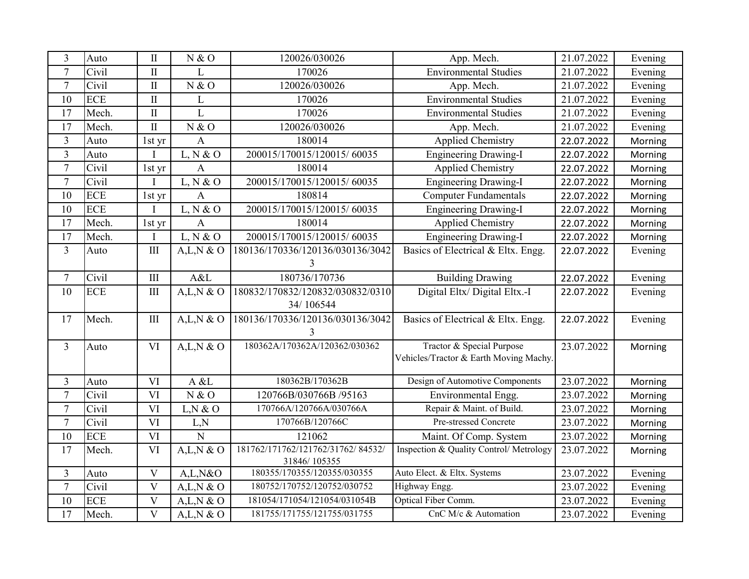| 3 | Auto | II | N & O | 120026/030026 | App. Mech. | 21.07.2022 | Evening |
|---|---|---|---|---|---|---|---|
| 7 | Civil | II | L | 170026 | Environmental Studies | 21.07.2022 | Evening |
| 7 | Civil | II | N & O | 120026/030026 | App. Mech. | 21.07.2022 | Evening |
| 10 | ECE | II | L | 170026 | Environmental Studies | 21.07.2022 | Evening |
| 17 | Mech. | II | L | 170026 | Environmental Studies | 21.07.2022 | Evening |
| 17 | Mech. | II | N & O | 120026/030026 | App. Mech. | 21.07.2022 | Evening |
| 3 | Auto | 1st yr | A | 180014 | Applied Chemistry | 22.07.2022 | Morning |
| 3 | Auto | I | L, N & O | 200015/170015/120015/ 60035 | Engineering Drawing-I | 22.07.2022 | Morning |
| 7 | Civil | 1st yr | A | 180014 | Applied Chemistry | 22.07.2022 | Morning |
| 7 | Civil | I | L, N & O | 200015/170015/120015/ 60035 | Engineering Drawing-I | 22.07.2022 | Morning |
| 10 | ECE | 1st yr | A | 180814 | Computer Fundamentals | 22.07.2022 | Morning |
| 10 | ECE | I | L, N & O | 200015/170015/120015/ 60035 | Engineering Drawing-I | 22.07.2022 | Morning |
| 17 | Mech. | 1st yr | A | 180014 | Applied Chemistry | 22.07.2022 | Morning |
| 17 | Mech. | I | L, N & O | 200015/170015/120015/ 60035 | Engineering Drawing-I | 22.07.2022 | Morning |
| 3 | Auto | III | A,L,N & O | 180136/170336/120136/030136/30423 | Basics of Electrical & Eltx. Engg. | 22.07.2022 | Evening |
| 7 | Civil | III | A&L | 180736/170736 | Building Drawing | 22.07.2022 | Evening |
| 10 | ECE | III | A,L,N & O | 180832/170832/120832/030832/031034/ 106544 | Digital Eltx/ Digital Eltx.-I | 22.07.2022 | Evening |
| 17 | Mech. | III | A,L,N & O | 180136/170336/120136/030136/30423 | Basics of Electrical & Eltx. Engg. | 22.07.2022 | Evening |
| 3 | Auto | VI | A,L,N & O | 180362A/170362A/120362/030362 | Tractor & Special Purpose Vehicles/Tractor & Earth Moving Machy. | 23.07.2022 | Morning |
| 3 | Auto | VI | A &L | 180362B/170362B | Design of Automotive Components | 23.07.2022 | Morning |
| 7 | Civil | VI | N & O | 120766B/030766B /95163 | Environmental Engg. | 23.07.2022 | Morning |
| 7 | Civil | VI | L,N & O | 170766A/120766A/030766A | Repair & Maint. of Build. | 23.07.2022 | Morning |
| 7 | Civil | VI | L,N | 170766B/120766C | Pre-stressed Concrete | 23.07.2022 | Morning |
| 10 | ECE | VI | N | 121062 | Maint. Of Comp. System | 23.07.2022 | Morning |
| 17 | Mech. | VI | A,L,N & O | 181762/171762/121762/31762/ 84532/ 31846/ 105355 | Inspection & Quality Control/ Metrology | 23.07.2022 | Morning |
| 3 | Auto | V | A,L,N&O | 180355/170355/120355/030355 | Auto Elect. & Eltx. Systems | 23.07.2022 | Evening |
| 7 | Civil | V | A,L,N & O | 180752/170752/120752/030752 | Highway Engg. | 23.07.2022 | Evening |
| 10 | ECE | V | A,L,N & O | 181054/171054/121054/031054B | Optical Fiber Comm. | 23.07.2022 | Evening |
| 17 | Mech. | V | A,L,N & O | 181755/171755/121755/031755 | CnC M/c & Automation | 23.07.2022 | Evening |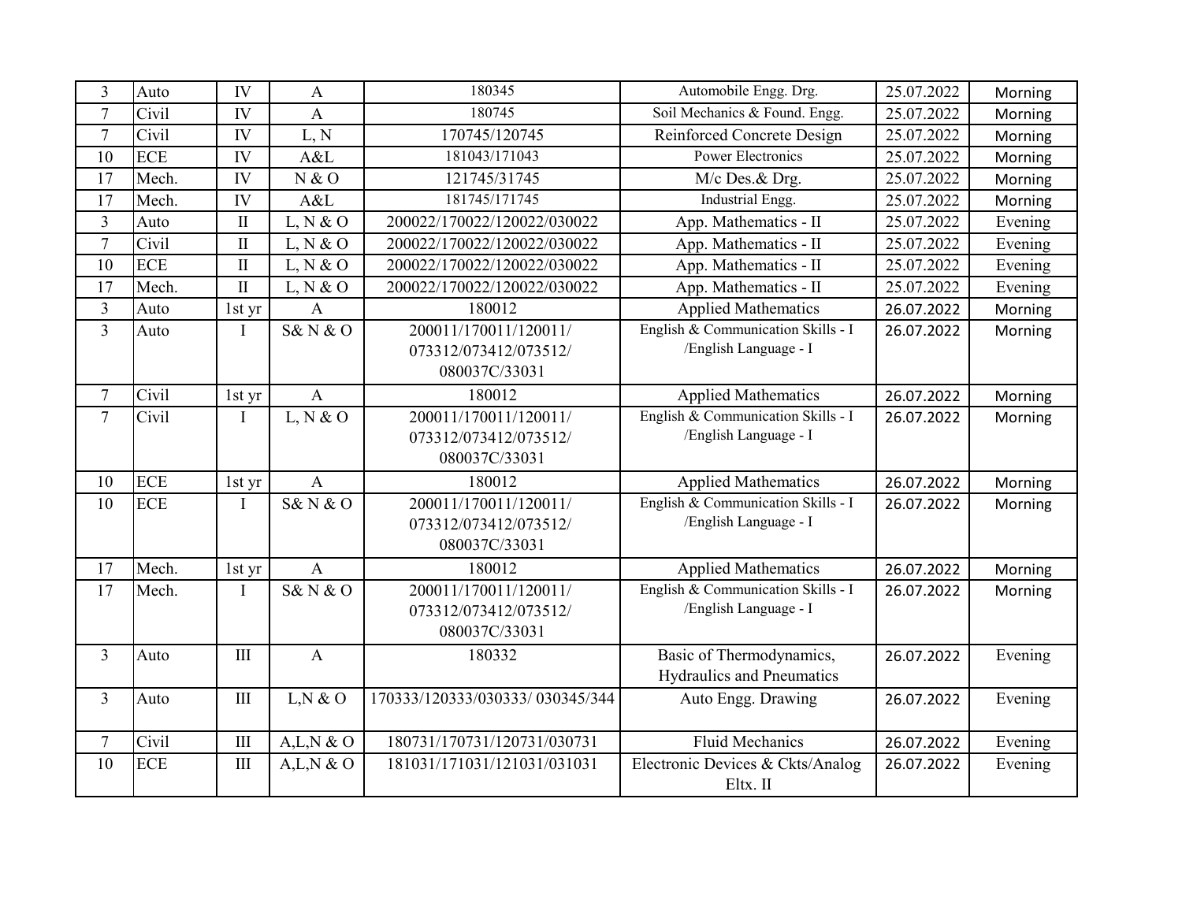| 3 | Auto | IV | A | 180345 | Automobile Engg. Drg. | 25.07.2022 | Morning |
|---|---|---|---|---|---|---|---|
| 7 | Civil | IV | A | 180745 | Soil Mechanics & Found. Engg. | 25.07.2022 | Morning |
| 7 | Civil | IV | L, N | 170745/120745 | Reinforced Concrete Design | 25.07.2022 | Morning |
| 10 | ECE | IV | A&L | 181043/171043 | Power Electronics | 25.07.2022 | Morning |
| 17 | Mech. | IV | N & O | 121745/31745 | M/c Des.& Drg. | 25.07.2022 | Morning |
| 17 | Mech. | IV | A&L | 181745/171745 | Industrial Engg. | 25.07.2022 | Morning |
| 3 | Auto | II | L, N & O | 200022/170022/120022/030022 | App. Mathematics - II | 25.07.2022 | Evening |
| 7 | Civil | II | L, N & O | 200022/170022/120022/030022 | App. Mathematics - II | 25.07.2022 | Evening |
| 10 | ECE | II | L, N & O | 200022/170022/120022/030022 | App. Mathematics - II | 25.07.2022 | Evening |
| 17 | Mech. | II | L, N & O | 200022/170022/120022/030022 | App. Mathematics - II | 25.07.2022 | Evening |
| 3 | Auto | 1st yr | A | 180012 | Applied Mathematics | 26.07.2022 | Morning |
| 3 | Auto | I | S& N & O | 200011/170011/120011/ 073312/073412/073512/ 080037C/33031 | English & Communication Skills - I /English Language - I | 26.07.2022 | Morning |
| 7 | Civil | 1st yr | A | 180012 | Applied Mathematics | 26.07.2022 | Morning |
| 7 | Civil | I | L, N & O | 200011/170011/120011/ 073312/073412/073512/ 080037C/33031 | English & Communication Skills - I /English Language - I | 26.07.2022 | Morning |
| 10 | ECE | 1st yr | A | 180012 | Applied Mathematics | 26.07.2022 | Morning |
| 10 | ECE | I | S& N & O | 200011/170011/120011/ 073312/073412/073512/ 080037C/33031 | English & Communication Skills - I /English Language - I | 26.07.2022 | Morning |
| 17 | Mech. | 1st yr | A | 180012 | Applied Mathematics | 26.07.2022 | Morning |
| 17 | Mech. | I | S& N & O | 200011/170011/120011/ 073312/073412/073512/ 080037C/33031 | English & Communication Skills - I /English Language - I | 26.07.2022 | Morning |
| 3 | Auto | III | A | 180332 | Basic of Thermodynamics, Hydraulics and Pneumatics | 26.07.2022 | Evening |
| 3 | Auto | III | L,N & O | 170333/120333/030333/ 030345/344 | Auto Engg. Drawing | 26.07.2022 | Evening |
| 7 | Civil | III | A,L,N & O | 180731/170731/120731/030731 | Fluid Mechanics | 26.07.2022 | Evening |
| 10 | ECE | III | A,L,N & O | 181031/171031/121031/031031 | Electronic Devices & Ckts/Analog Eltx. II | 26.07.2022 | Evening |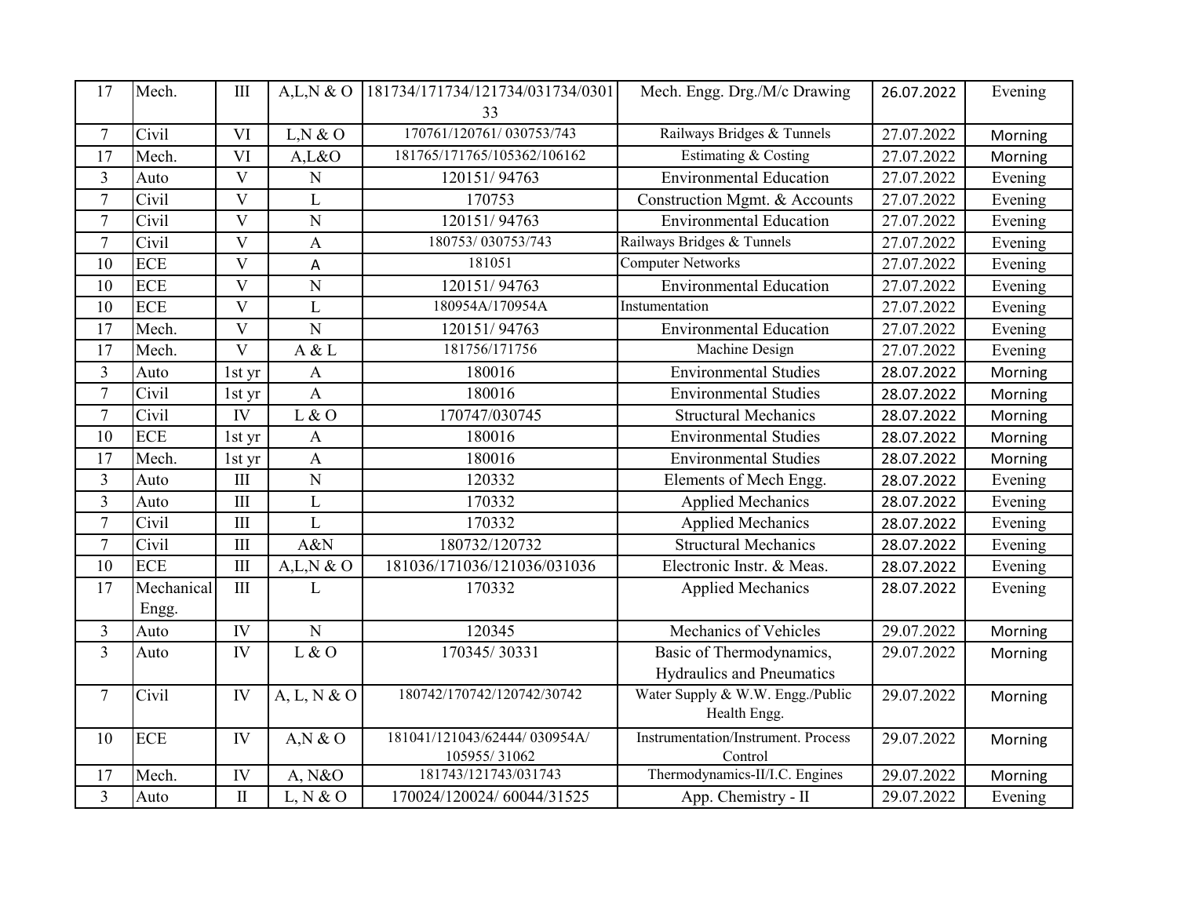| | | | | | | | |
|---|---|---|---|---|---|---|---|
| 17 | Mech. | III | A,L,N & O | 181734/171734/121734/031734/030133 | Mech. Engg. Drg./M/c Drawing | 26.07.2022 | Evening |
| 7 | Civil | VI | L,N & O | 170761/120761/ 030753/743 | Railways Bridges & Tunnels | 27.07.2022 | Morning |
| 17 | Mech. | VI | A,L&O | 181765/171765/105362/106162 | Estimating & Costing | 27.07.2022 | Morning |
| 3 | Auto | V | N | 120151/ 94763 | Environmental Education | 27.07.2022 | Evening |
| 7 | Civil | V | L | 170753 | Construction Mgmt. & Accounts | 27.07.2022 | Evening |
| 7 | Civil | V | N | 120151/ 94763 | Environmental Education | 27.07.2022 | Evening |
| 7 | Civil | V | A | 180753/ 030753/743 | Railways Bridges & Tunnels | 27.07.2022 | Evening |
| 10 | ECE | V | A | 181051 | Computer Networks | 27.07.2022 | Evening |
| 10 | ECE | V | N | 120151/ 94763 | Environmental Education | 27.07.2022 | Evening |
| 10 | ECE | V | L | 180954A/170954A | Instumentation | 27.07.2022 | Evening |
| 17 | Mech. | V | N | 120151/ 94763 | Environmental Education | 27.07.2022 | Evening |
| 17 | Mech. | V | A & L | 181756/171756 | Machine Design | 27.07.2022 | Evening |
| 3 | Auto | 1st yr | A | 180016 | Environmental Studies | 28.07.2022 | Morning |
| 7 | Civil | 1st yr | A | 180016 | Environmental Studies | 28.07.2022 | Morning |
| 7 | Civil | IV | L & O | 170747/030745 | Structural Mechanics | 28.07.2022 | Morning |
| 10 | ECE | 1st yr | A | 180016 | Environmental Studies | 28.07.2022 | Morning |
| 17 | Mech. | 1st yr | A | 180016 | Environmental Studies | 28.07.2022 | Morning |
| 3 | Auto | III | N | 120332 | Elements of Mech Engg. | 28.07.2022 | Evening |
| 3 | Auto | III | L | 170332 | Applied Mechanics | 28.07.2022 | Evening |
| 7 | Civil | III | L | 170332 | Applied Mechanics | 28.07.2022 | Evening |
| 7 | Civil | III | A&N | 180732/120732 | Structural Mechanics | 28.07.2022 | Evening |
| 10 | ECE | III | A,L,N & O | 181036/171036/121036/031036 | Electronic Instr. & Meas. | 28.07.2022 | Evening |
| 17 | Mechanical Engg. | III | L | 170332 | Applied Mechanics | 28.07.2022 | Evening |
| 3 | Auto | IV | N | 120345 | Mechanics of Vehicles | 29.07.2022 | Morning |
| 3 | Auto | IV | L & O | 170345/ 30331 | Basic of Thermodynamics, Hydraulics and Pneumatics | 29.07.2022 | Morning |
| 7 | Civil | IV | A, L, N & O | 180742/170742/120742/30742 | Water Supply & W.W. Engg./Public Health Engg. | 29.07.2022 | Morning |
| 10 | ECE | IV | A,N & O | 181041/121043/62444/ 030954A/ 105955/ 31062 | Instrumentation/Instrument. Process Control | 29.07.2022 | Morning |
| 17 | Mech. | IV | A, N&O | 181743/121743/031743 | Thermodynamics-II/I.C. Engines | 29.07.2022 | Morning |
| 3 | Auto | II | L, N & O | 170024/120024/ 60044/31525 | App. Chemistry - II | 29.07.2022 | Evening |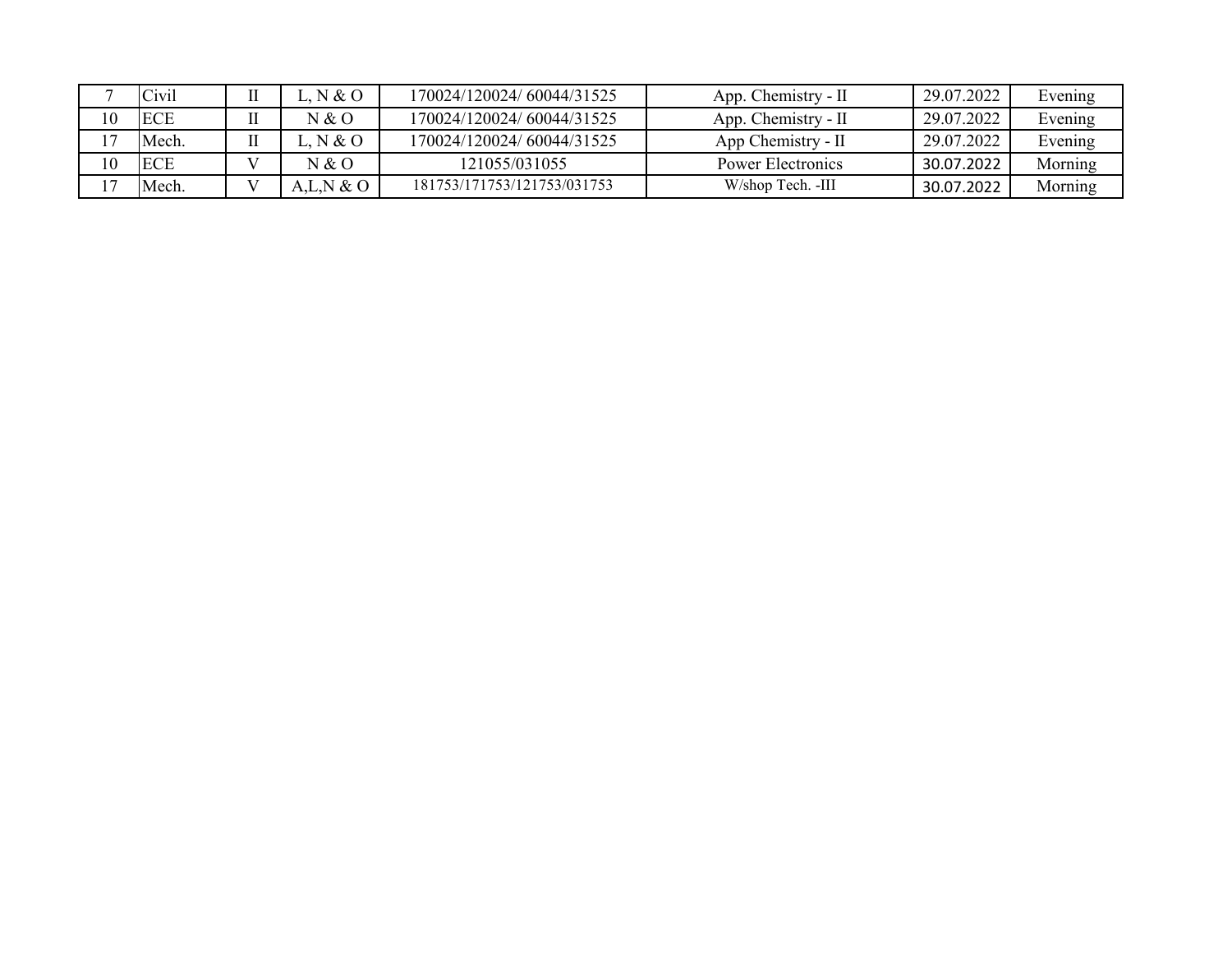| | | | | | | | |
|---|---|---|---|---|---|---|---|
| 7 | Civil | II | L, N & O | 170024/120024/ 60044/31525 | App. Chemistry - II | 29.07.2022 | Evening |
| 10 | ECE | II | N & O | 170024/120024/ 60044/31525 | App. Chemistry - II | 29.07.2022 | Evening |
| 17 | Mech. | II | L, N & O | 170024/120024/ 60044/31525 | App Chemistry - II | 29.07.2022 | Evening |
| 10 | ECE | V | N & O | 121055/031055 | Power Electronics | 30.07.2022 | Morning |
| 17 | Mech. | V | A,L,N & O | 181753/171753/121753/031753 | W/shop Tech. -III | 30.07.2022 | Morning |